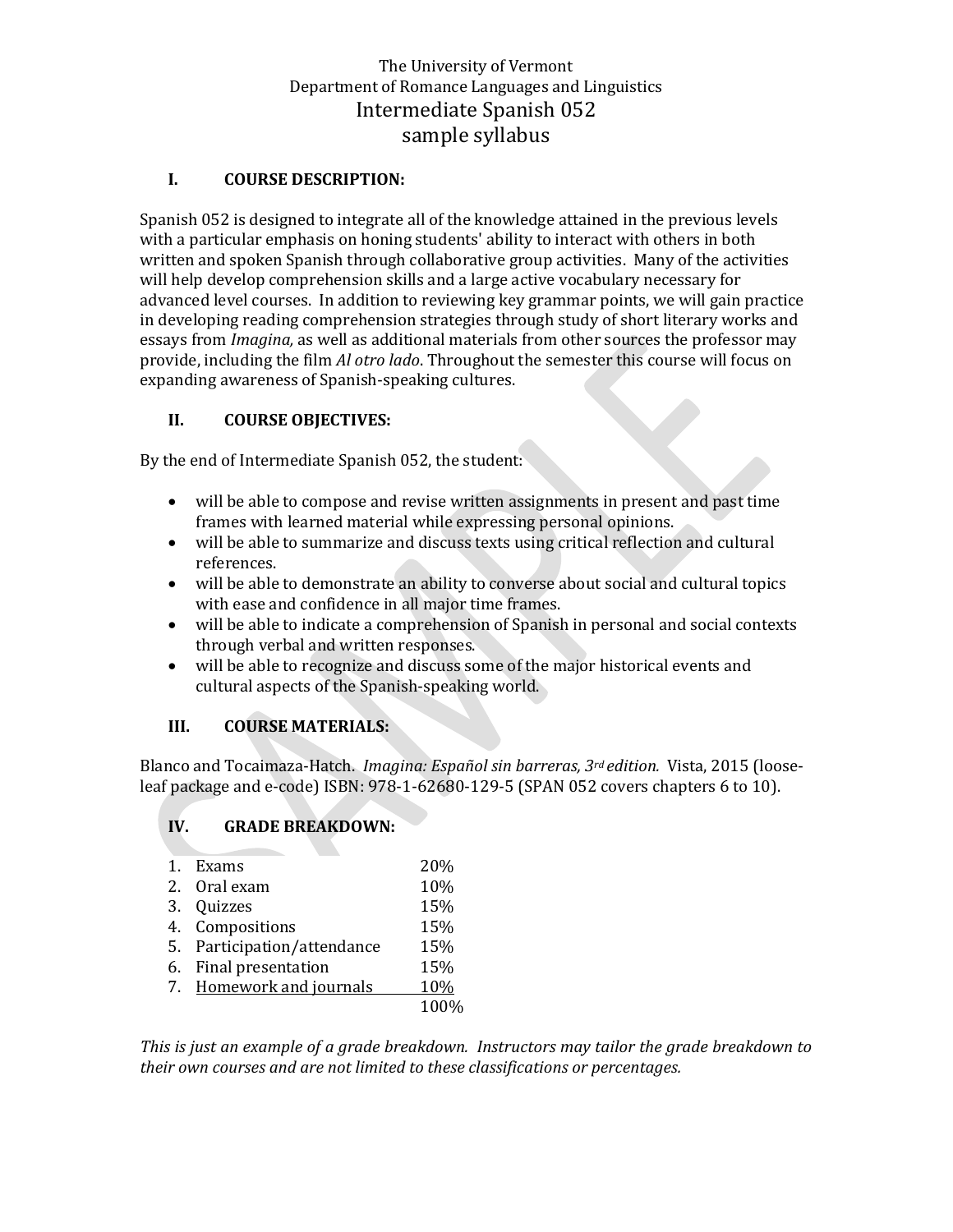# The University of Vermont
## Department of Romance Languages and Linguistics
## Intermediate Spanish 052
## sample syllabus

### I. COURSE DESCRIPTION:

Spanish 052 is designed to integrate all of the knowledge attained in the previous levels with a particular emphasis on honing students' ability to interact with others in both written and spoken Spanish through collaborative group activities. Many of the activities will help develop comprehension skills and a large active vocabulary necessary for advanced level courses. In addition to reviewing key grammar points, we will gain practice in developing reading comprehension strategies through study of short literary works and essays from *Imagina,* as well as additional materials from other sources the professor may provide, including the film *Al otro lado*. Throughout the semester this course will focus on expanding awareness of Spanish-speaking cultures.

### II. COURSE OBJECTIVES:

By the end of Intermediate Spanish 052, the student:

- will be able to compose and revise written assignments in present and past time frames with learned material while expressing personal opinions.
- will be able to summarize and discuss texts using critical reflection and cultural references.
- will be able to demonstrate an ability to converse about social and cultural topics with ease and confidence in all major time frames.
- will be able to indicate a comprehension of Spanish in personal and social contexts through verbal and written responses.
- will be able to recognize and discuss some of the major historical events and cultural aspects of the Spanish-speaking world.

### III. COURSE MATERIALS:

Blanco and Tocaimaza-Hatch. *Imagina: Español sin barreras, 3rd edition.* Vista, 2015 (loose-leaf package and e-code) ISBN: 978-1-62680-129-5 (SPAN 052 covers chapters 6 to 10).

### IV. GRADE BREAKDOWN:

| | Item | Percentage |
|---|---|---|
| 1. | Exams | 20% |
| 2. | Oral exam | 10% |
| 3. | Quizzes | 15% |
| 4. | Compositions | 15% |
| 5. | Participation/attendance | 15% |
| 6. | Final presentation | 15% |
| 7. | Homework and journals | 10% |
| | | 100% |

*This is just an example of a grade breakdown. Instructors may tailor the grade breakdown to their own courses and are not limited to these classifications or percentages.*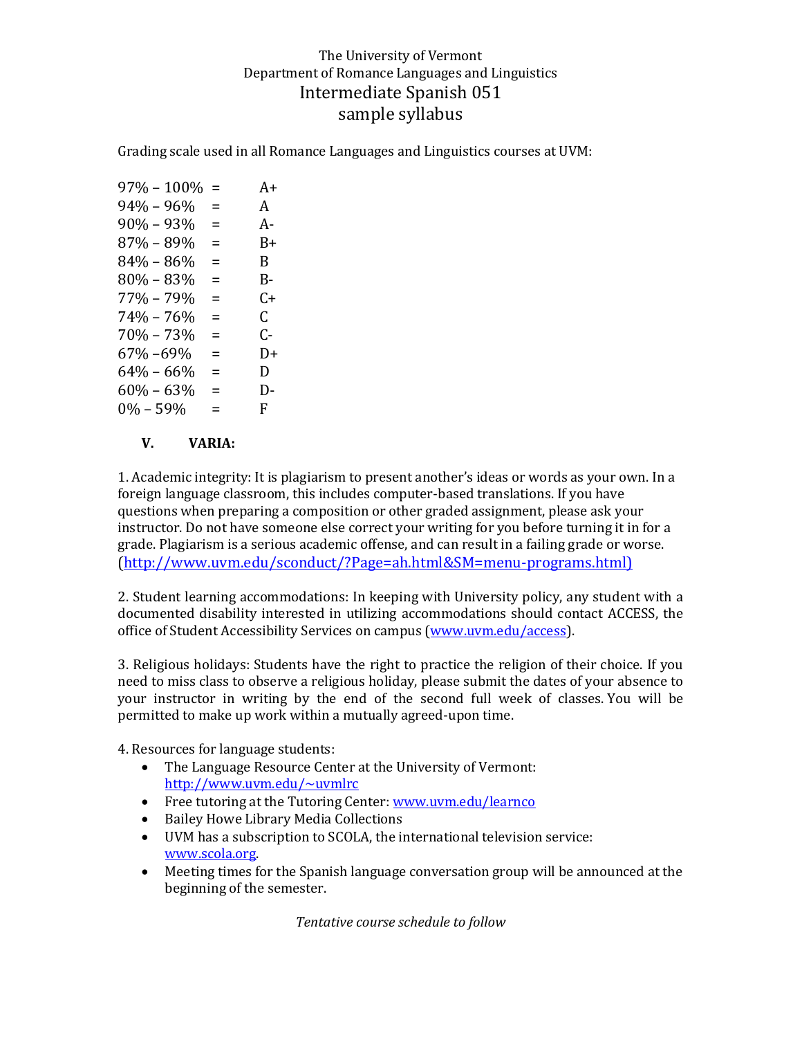The University of Vermont
Department of Romance Languages and Linguistics

# Intermediate Spanish 051
## sample syllabus

Grading scale used in all Romance Languages and Linguistics courses at UVM:

| | | |
|---|---|---|
| 97% – 100% | = | A+ |
| 94% – 96% | = | A |
| 90% – 93% | = | A- |
| 87% – 89% | = | B+ |
| 84% – 86% | = | B |
| 80% – 83% | = | B- |
| 77% – 79% | = | C+ |
| 74% – 76% | = | C |
| 70% – 73% | = | C- |
| 67% –69% | = | D+ |
| 64% – 66% | = | D |
| 60% – 63% | = | D- |
| 0% – 59% | = | F |

**V. VARIA:**

1. Academic integrity: It is plagiarism to present another's ideas or words as your own. In a foreign language classroom, this includes computer-based translations. If you have questions when preparing a composition or other graded assignment, please ask your instructor. Do not have someone else correct your writing for you before turning it in for a grade. Plagiarism is a serious academic offense, and can result in a failing grade or worse. (http://www.uvm.edu/sconduct/?Page=ah.html&SM=menu-programs.html)

2. Student learning accommodations: In keeping with University policy, any student with a documented disability interested in utilizing accommodations should contact ACCESS, the office of Student Accessibility Services on campus (www.uvm.edu/access).

3. Religious holidays: Students have the right to practice the religion of their choice. If you need to miss class to observe a religious holiday, please submit the dates of your absence to your instructor in writing by the end of the second full week of classes. You will be permitted to make up work within a mutually agreed-upon time.

4. Resources for language students:
- The Language Resource Center at the University of Vermont: http://www.uvm.edu/~uvmlrc
- Free tutoring at the Tutoring Center: www.uvm.edu/learnco
- Bailey Howe Library Media Collections
- UVM has a subscription to SCOLA, the international television service: www.scola.org.
- Meeting times for the Spanish language conversation group will be announced at the beginning of the semester.

*Tentative course schedule to follow*